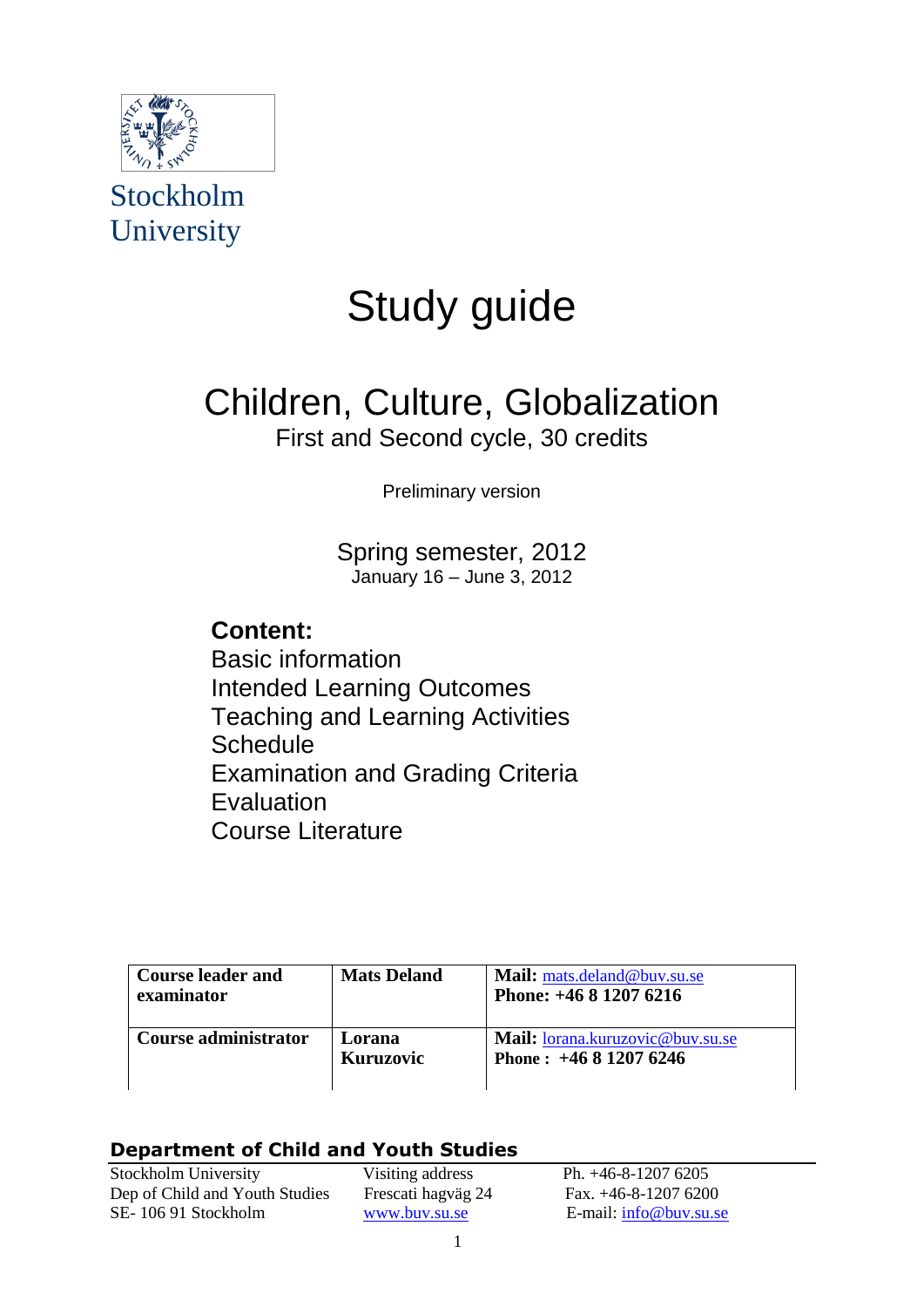Stockholm University

# Study guide

## Children, Culture, Globalization

First and Second cycle, 30 credits

Preliminary version

Spring semester, 2012
January 16 – June 3, 2012

**Content:**
Basic information
Intended Learning Outcomes
Teaching and Learning Activities
Schedule
Examination and Grading Criteria
Evaluation
Course Literature

| | | |
|---|---|---|
| **Course leader and examinator** | **Mats Deland** | **Mail:** mats.deland@buv.su.se<br>**Phone: +46 8 1207 6216** |
| **Course administrator** | **Lorana Kuruzovic** | **Mail:** lorana.kuruzovic@buv.su.se<br>**Phone : +46 8 1207 6246** |

**Department of Child and Youth Studies**

| | | |
|---|---|---|
| Stockholm University<br>Dep of Child and Youth Studies<br>SE- 106 91 Stockholm | Visiting address<br>Frescati hagväg 24<br>www.buv.su.se | Ph. +46-8-1207 6205<br>Fax. +46-8-1207 6200<br>E-mail: info@buv.su.se |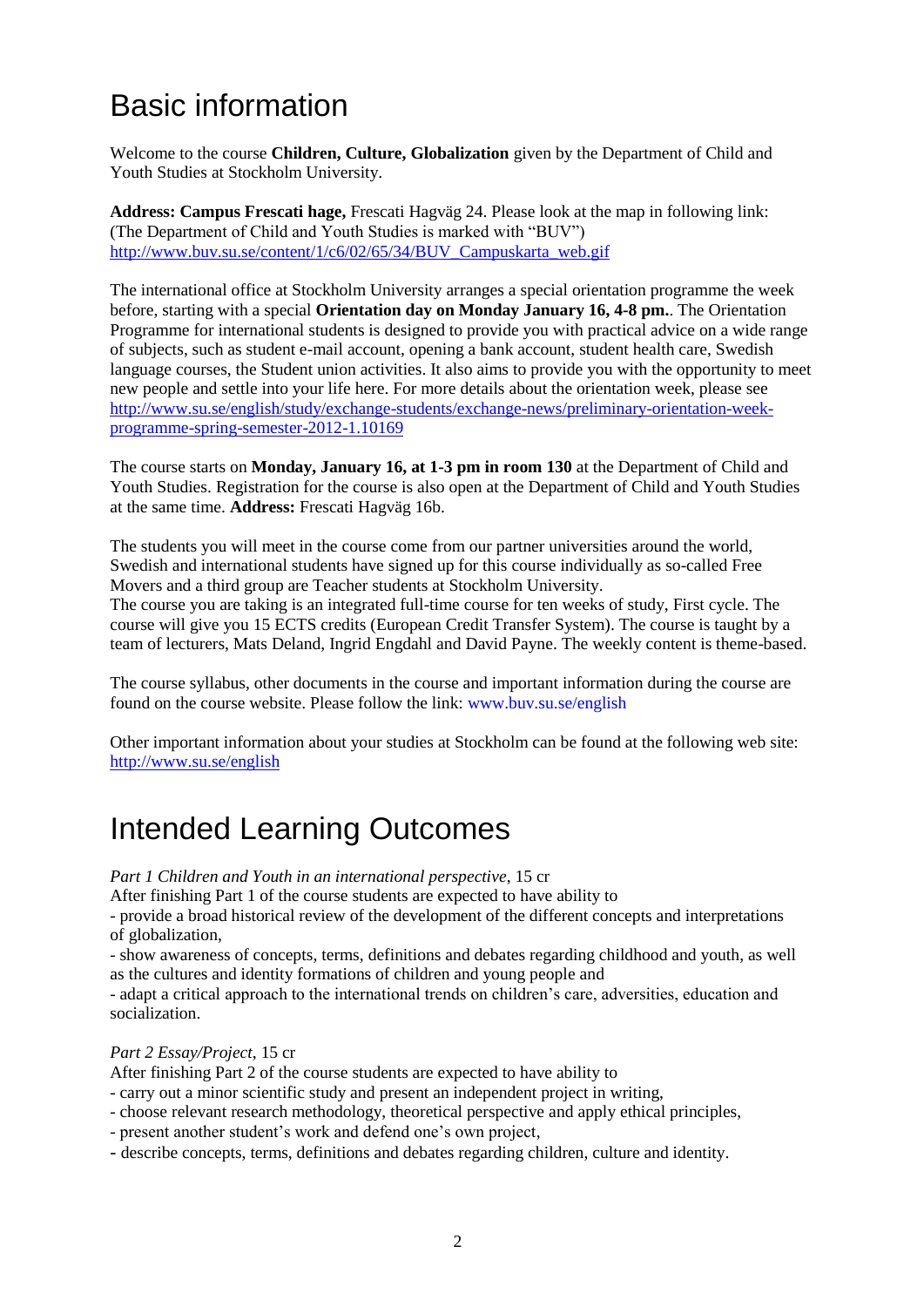# Basic information

Welcome to the course **Children, Culture, Globalization** given by the Department of Child and Youth Studies at Stockholm University.

**Address: Campus Frescati hage,** Frescati Hagväg 24. Please look at the map in following link: (The Department of Child and Youth Studies is marked with "BUV") http://www.buv.su.se/content/1/c6/02/65/34/BUV_Campuskarta_web.gif

The international office at Stockholm University arranges a special orientation programme the week before, starting with a special **Orientation day on Monday January 16, 4-8 pm.**. The Orientation Programme for international students is designed to provide you with practical advice on a wide range of subjects, such as student e-mail account, opening a bank account, student health care, Swedish language courses, the Student union activities. It also aims to provide you with the opportunity to meet new people and settle into your life here. For more details about the orientation week, please see http://www.su.se/english/study/exchange-students/exchange-news/preliminary-orientation-week-programme-spring-semester-2012-1.10169

The course starts on **Monday, January 16, at 1-3 pm in room 130** at the Department of Child and Youth Studies. Registration for the course is also open at the Department of Child and Youth Studies at the same time. **Address:** Frescati Hagväg 16b.

The students you will meet in the course come from our partner universities around the world, Swedish and international students have signed up for this course individually as so-called Free Movers and a third group are Teacher students at Stockholm University.
The course you are taking is an integrated full-time course for ten weeks of study, First cycle. The course will give you 15 ECTS credits (European Credit Transfer System). The course is taught by a team of lecturers, Mats Deland, Ingrid Engdahl and David Payne. The weekly content is theme-based.

The course syllabus, other documents in the course and important information during the course are found on the course website. Please follow the link: www.buv.su.se/english

Other important information about your studies at Stockholm can be found at the following web site: http://www.su.se/english

# Intended Learning Outcomes

*Part 1 Children and Youth in an international perspective*, 15 cr
After finishing Part 1 of the course students are expected to have ability to
- provide a broad historical review of the development of the different concepts and interpretations of globalization,
- show awareness of concepts, terms, definitions and debates regarding childhood and youth, as well as the cultures and identity formations of children and young people and
- adapt a critical approach to the international trends on children's care, adversities, education and socialization.

*Part 2 Essay/Project*, 15 cr
After finishing Part 2 of the course students are expected to have ability to
- carry out a minor scientific study and present an independent project in writing,
- choose relevant research methodology, theoretical perspective and apply ethical principles,
- present another student's work and defend one's own project,
- describe concepts, terms, definitions and debates regarding children, culture and identity.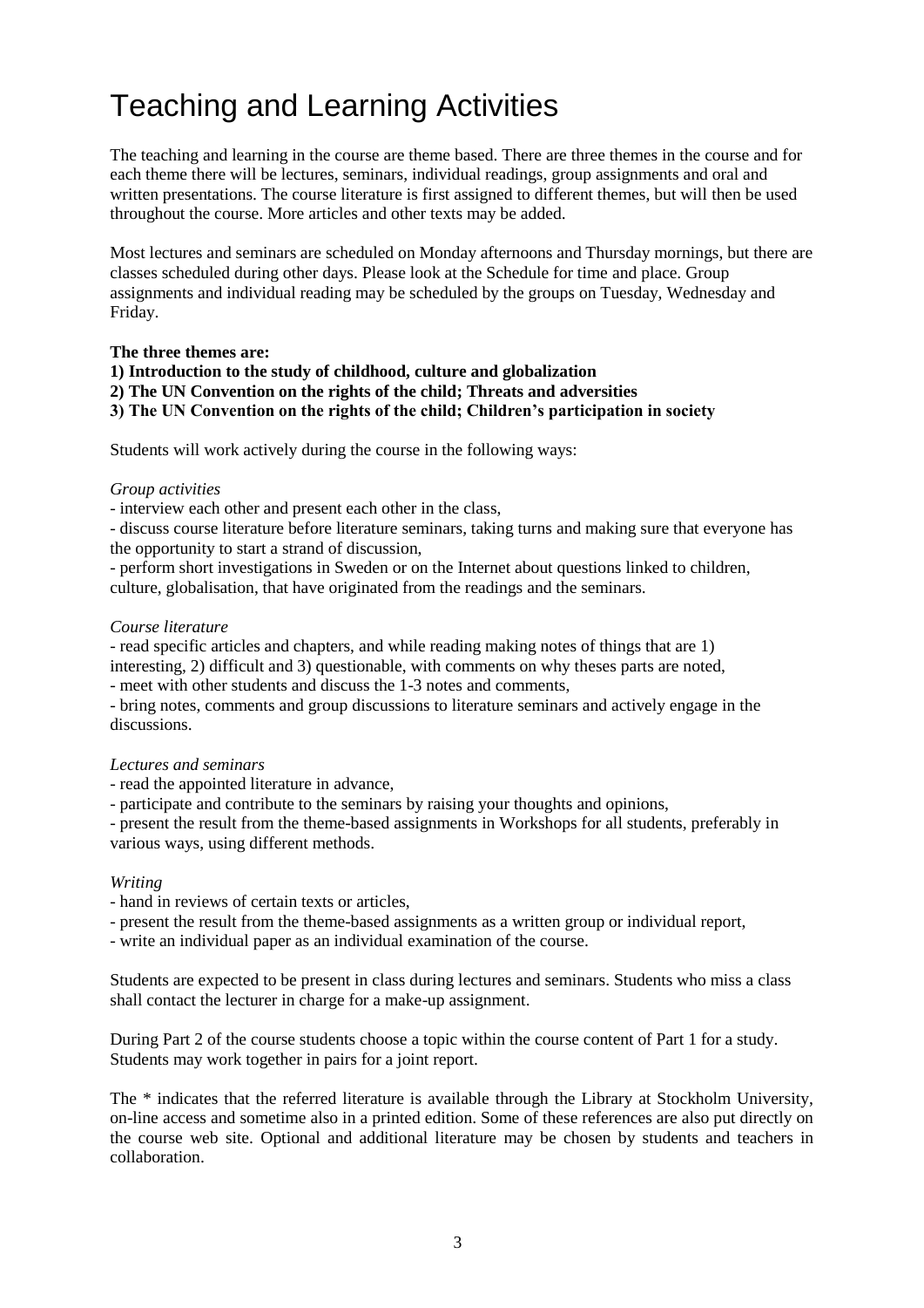# Teaching and Learning Activities

The teaching and learning in the course are theme based. There are three themes in the course and for each theme there will be lectures, seminars, individual readings, group assignments and oral and written presentations. The course literature is first assigned to different themes, but will then be used throughout the course. More articles and other texts may be added.

Most lectures and seminars are scheduled on Monday afternoons and Thursday mornings, but there are classes scheduled during other days. Please look at the Schedule for time and place. Group assignments and individual reading may be scheduled by the groups on Tuesday, Wednesday and Friday.

**The three themes are:**
**1) Introduction to the study of childhood, culture and globalization**
**2) The UN Convention on the rights of the child; Threats and adversities**
**3) The UN Convention on the rights of the child; Children's participation in society**

Students will work actively during the course in the following ways:

*Group activities*

- interview each other and present each other in the class,
- discuss course literature before literature seminars, taking turns and making sure that everyone has the opportunity to start a strand of discussion,
- perform short investigations in Sweden or on the Internet about questions linked to children, culture, globalisation, that have originated from the readings and the seminars.

*Course literature*

- read specific articles and chapters, and while reading making notes of things that are 1) interesting, 2) difficult and 3) questionable, with comments on why theses parts are noted,
- meet with other students and discuss the 1-3 notes and comments,
- bring notes, comments and group discussions to literature seminars and actively engage in the discussions.

*Lectures and seminars*

- read the appointed literature in advance,
- participate and contribute to the seminars by raising your thoughts and opinions,
- present the result from the theme-based assignments in Workshops for all students, preferably in various ways, using different methods.

*Writing*

- hand in reviews of certain texts or articles,
- present the result from the theme-based assignments as a written group or individual report,
- write an individual paper as an individual examination of the course.

Students are expected to be present in class during lectures and seminars. Students who miss a class shall contact the lecturer in charge for a make-up assignment.

During Part 2 of the course students choose a topic within the course content of Part 1 for a study. Students may work together in pairs for a joint report.

The * indicates that the referred literature is available through the Library at Stockholm University, on-line access and sometime also in a printed edition. Some of these references are also put directly on the course web site. Optional and additional literature may be chosen by students and teachers in collaboration.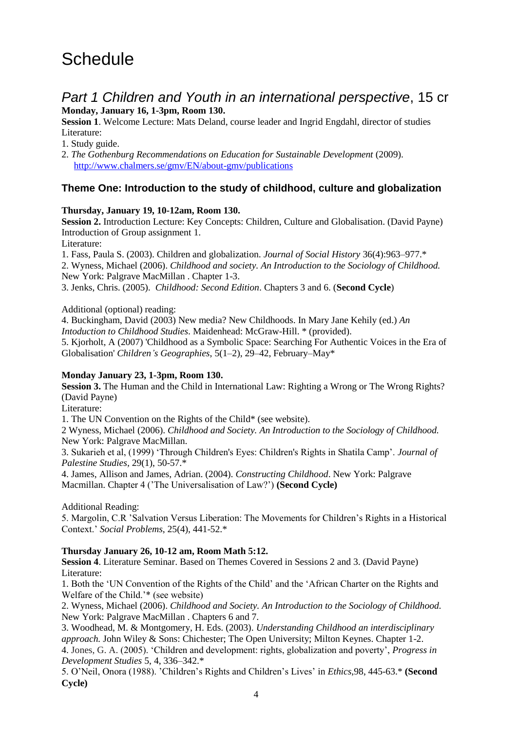# Schedule

## *Part 1 Children and Youth in an international perspective*, 15 cr

**Monday, January 16, 1-3pm, Room 130.**

**Session 1**. Welcome Lecture: Mats Deland, course leader and Ingrid Engdahl, director of studies

Literature:

1. Study guide.
2. *The Gothenburg Recommendations on Education for Sustainable Development* (2009). http://www.chalmers.se/gmv/EN/about-gmv/publications

### Theme One: Introduction to the study of childhood, culture and globalization

**Thursday, January 19, 10-12am, Room 130.**

**Session 2.** Introduction Lecture: Key Concepts: Children, Culture and Globalisation. (David Payne) Introduction of Group assignment 1.

Literature:

1. Fass, Paula S. (2003). Children and globalization. *Journal of Social History* 36(4):963–977.*
2. Wyness, Michael (2006). *Childhood and society. An Introduction to the Sociology of Childhood.* New York: Palgrave MacMillan . Chapter 1-3.
3. Jenks, Chris. (2005). *Childhood: Second Edition*. Chapters 3 and 6. (**Second Cycle**)

Additional (optional) reading:

4. Buckingham, David (2003) New media? New Childhoods. In Mary Jane Kehily (ed.) *An Intoduction to Childhood Studies*. Maidenhead: McGraw-Hill. * (provided).
5. Kjorholt, A (2007) 'Childhood as a Symbolic Space: Searching For Authentic Voices in the Era of Globalisation' *Children's Geographies*, 5(1–2), 29–42, February–May*

**Monday January 23, 1-3pm, Room 130.**

**Session 3.** The Human and the Child in International Law: Righting a Wrong or The Wrong Rights? (David Payne)

Literature:

1. The UN Convention on the Rights of the Child* (see website).
2. Wyness, Michael (2006). *Childhood and Society. An Introduction to the Sociology of Childhood.* New York: Palgrave MacMillan.
3. Sukarieh et al, (1999) 'Through Children's Eyes: Children's Rights in Shatila Camp'. *Journal of Palestine Studies*, 29(1), 50-57.*
4. James, Allison and James, Adrian. (2004). *Constructing Childhood*. New York: Palgrave Macmillan. Chapter 4 ('The Universalisation of Law?') **(Second Cycle)**

Additional Reading:

5. Margolin, C.R 'Salvation Versus Liberation: The Movements for Children's Rights in a Historical Context.' *Social Problems*, 25(4), 441-52.*

**Thursday January 26, 10-12 am, Room Math 5:12.**

**Session 4**. Literature Seminar. Based on Themes Covered in Sessions 2 and 3. (David Payne)

Literature:

1. Both the 'UN Convention of the Rights of the Child' and the 'African Charter on the Rights and Welfare of the Child.'* (see website)
2. Wyness, Michael (2006). *Childhood and Society. An Introduction to the Sociology of Childhood.* New York: Palgrave MacMillan . Chapters 6 and 7.
3. Woodhead, M. & Montgomery, H. Eds. (2003). *Understanding Childhood an interdisciplinary approach.* John Wiley & Sons: Chichester; The Open University; Milton Keynes. Chapter 1-2.
4. Jones, G. A. (2005). 'Children and development: rights, globalization and poverty', *Progress in Development Studies* 5, 4, 336–342.*
5. O'Neil, Onora (1988). 'Children's Rights and Children's Lives' in *Ethics*,98, 445-63.* **(Second Cycle)**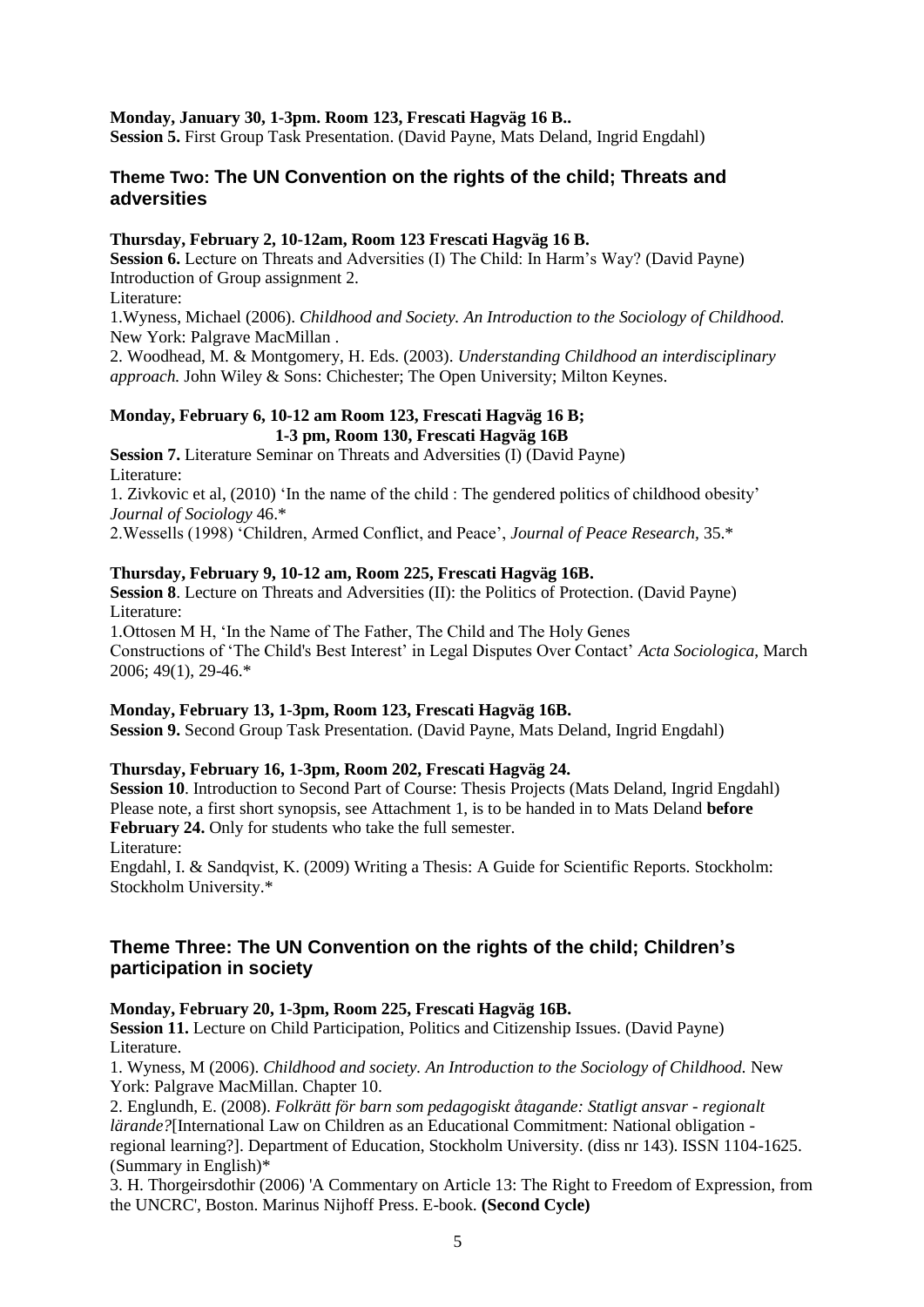**Monday, January 30, 1-3pm. Room 123, Frescati Hagväg 16 B..**
**Session 5.** First Group Task Presentation. (David Payne, Mats Deland, Ingrid Engdahl)

## Theme Two: The UN Convention on the rights of the child; Threats and adversities

**Thursday, February 2, 10-12am, Room 123 Frescati Hagväg 16 B.**
**Session 6.** Lecture on Threats and Adversities (I) The Child: In Harm's Way? (David Payne)
Introduction of Group assignment 2.
Literature:
1.Wyness, Michael (2006). *Childhood and Society. An Introduction to the Sociology of Childhood.* New York: Palgrave MacMillan .
2. Woodhead, M. & Montgomery, H. Eds. (2003). *Understanding Childhood an interdisciplinary approach.* John Wiley & Sons: Chichester; The Open University; Milton Keynes.

**Monday, February 6, 10-12 am Room 123, Frescati Hagväg 16 B;**
**1-3 pm, Room 130, Frescati Hagväg 16B**
**Session 7.** Literature Seminar on Threats and Adversities (I) (David Payne)
Literature:
1. Zivkovic et al, (2010) 'In the name of the child : The gendered politics of childhood obesity' *Journal of Sociology* 46.*
2.Wessells (1998) 'Children, Armed Conflict, and Peace', *Journal of Peace Research*, 35.*

**Thursday, February 9, 10-12 am, Room 225, Frescati Hagväg 16B.**
**Session 8**. Lecture on Threats and Adversities (II): the Politics of Protection. (David Payne)
Literature:
1.Ottosen M H, 'In the Name of The Father, The Child and The Holy Genes
Constructions of 'The Child's Best Interest' in Legal Disputes Over Contact' *Acta Sociologica*, March 2006; 49(1), 29-46.*

**Monday, February 13, 1-3pm, Room 123, Frescati Hagväg 16B.**
**Session 9.** Second Group Task Presentation. (David Payne, Mats Deland, Ingrid Engdahl)

**Thursday, February 16, 1-3pm, Room 202, Frescati Hagväg 24.**
**Session 10**. Introduction to Second Part of Course: Thesis Projects (Mats Deland, Ingrid Engdahl)
Please note, a first short synopsis, see Attachment 1, is to be handed in to Mats Deland **before February 24.** Only for students who take the full semester.
Literature:
Engdahl, I. & Sandqvist, K. (2009) Writing a Thesis: A Guide for Scientific Reports. Stockholm: Stockholm University.*

## Theme Three: The UN Convention on the rights of the child; Children's participation in society

**Monday, February 20, 1-3pm, Room 225, Frescati Hagväg 16B.**
**Session 11.** Lecture on Child Participation, Politics and Citizenship Issues. (David Payne)
Literature.
1. Wyness, M (2006). *Childhood and society. An Introduction to the Sociology of Childhood.* New York: Palgrave MacMillan. Chapter 10.
2. Englundh, E. (2008). *Folkrätt för barn som pedagogiskt åtagande: Statligt ansvar - regionalt lärande?*[International Law on Children as an Educational Commitment: National obligation - regional learning?]. Department of Education, Stockholm University. (diss nr 143). ISSN 1104-1625. (Summary in English)*
3. H. Thorgeirsdothir (2006) 'A Commentary on Article 13: The Right to Freedom of Expression, from the UNCRC', Boston. Marinus Nijhoff Press. E-book. **(Second Cycle)**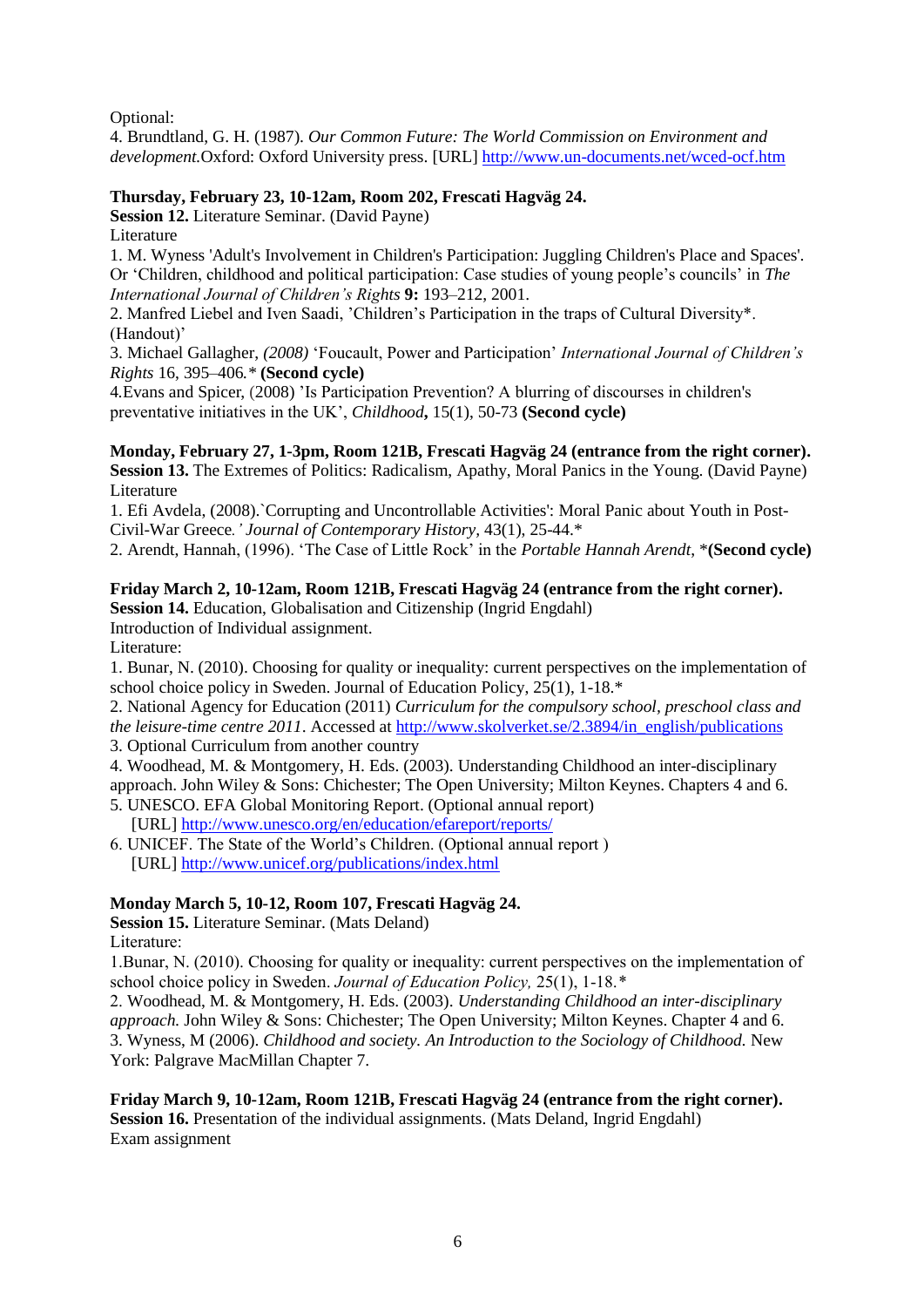Optional:
4. Brundtland, G. H. (1987). *Our Common Future: The World Commission on Environment and development.*Oxford: Oxford University press. [URL] http://www.un-documents.net/wced-ocf.htm

**Thursday, February 23, 10-12am, Room 202, Frescati Hagväg 24.**
**Session 12.** Literature Seminar. (David Payne)
Literature
1. M. Wyness 'Adult's Involvement in Children's Participation: Juggling Children's Place and Spaces'. Or 'Children, childhood and political participation: Case studies of young people's councils' in *The International Journal of Children's Rights* **9:** 193–212, 2001.
2. Manfred Liebel and Iven Saadi, 'Children's Participation in the traps of Cultural Diversity*. (Handout)'
3. Michael Gallagher, *(2008)* 'Foucault, Power and Participation' *International Journal of Children's Rights* 16, 395–406*.** **(Second cycle)**
4.Evans and Spicer, (2008) 'Is Participation Prevention? A blurring of discourses in children's preventative initiatives in the UK', *Childhood***,** 15(1), 50-73 **(Second cycle)**

**Monday, February 27, 1-3pm, Room 121B, Frescati Hagväg 24 (entrance from the right corner).**
**Session 13.** The Extremes of Politics: Radicalism, Apathy, Moral Panics in the Young. (David Payne)
Literature
1. Efi Avdela, (2008).`Corrupting and Uncontrollable Activities': Moral Panic about Youth in Post-Civil-War Greece*.' Journal of Contemporary History,* 43(1), 25-44.*
2. Arendt, Hannah, (1996). 'The Case of Little Rock' in the *Portable Hannah Arendt*, ***(Second cycle)**

**Friday March 2, 10-12am, Room 121B, Frescati Hagväg 24 (entrance from the right corner).**
**Session 14.** Education, Globalisation and Citizenship (Ingrid Engdahl)
Introduction of Individual assignment.
Literature:
1. Bunar, N. (2010). Choosing for quality or inequality: current perspectives on the implementation of school choice policy in Sweden. Journal of Education Policy, 25(1), 1-18.*
2. National Agency for Education (2011) *Curriculum for the compulsory school, preschool class and the leisure-time centre 2011*. Accessed at http://www.skolverket.se/2.3894/in_english/publications
3. Optional Curriculum from another country
4. Woodhead, M. & Montgomery, H. Eds. (2003). Understanding Childhood an inter-disciplinary approach. John Wiley & Sons: Chichester; The Open University; Milton Keynes. Chapters 4 and 6.
5. UNESCO. EFA Global Monitoring Report. (Optional annual report)
   [URL] http://www.unesco.org/en/education/efareport/reports/
6. UNICEF. The State of the World's Children. (Optional annual report )
   [URL] http://www.unicef.org/publications/index.html

**Monday March 5, 10-12, Room 107, Frescati Hagväg 24.**
**Session 15.** Literature Seminar. (Mats Deland)
Literature:
1.Bunar, N. (2010). Choosing for quality or inequality: current perspectives on the implementation of school choice policy in Sweden. *Journal of Education Policy,* 25(1), 1-18.*
2. Woodhead, M. & Montgomery, H. Eds. (2003). *Understanding Childhood an inter-disciplinary approach.* John Wiley & Sons: Chichester; The Open University; Milton Keynes. Chapter 4 and 6.
3. Wyness, M (2006). *Childhood and society. An Introduction to the Sociology of Childhood.* New York: Palgrave MacMillan Chapter 7.

**Friday March 9, 10-12am, Room 121B, Frescati Hagväg 24 (entrance from the right corner).**
**Session 16.** Presentation of the individual assignments. (Mats Deland, Ingrid Engdahl)
Exam assignment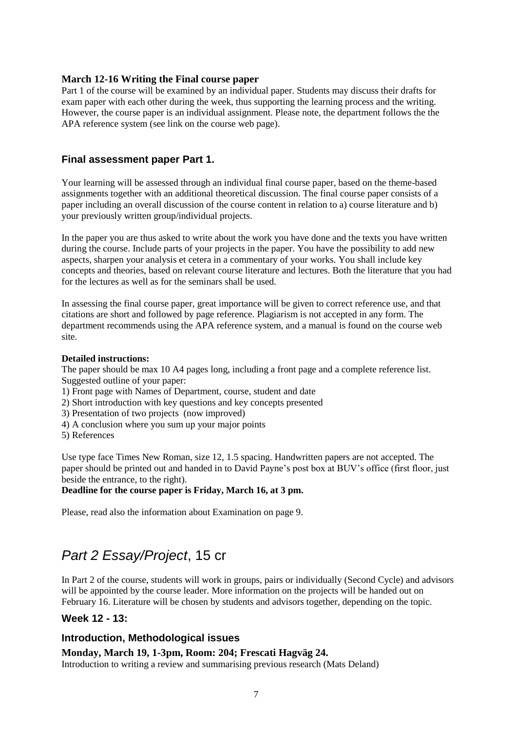**March 12-16 Writing the Final course paper**

Part 1 of the course will be examined by an individual paper. Students may discuss their drafts for exam paper with each other during the week, thus supporting the learning process and the writing. However, the course paper is an individual assignment. Please note, the department follows the the APA reference system (see link on the course web page).

### Final assessment paper Part 1.

Your learning will be assessed through an individual final course paper, based on the theme-based assignments together with an additional theoretical discussion. The final course paper consists of a paper including an overall discussion of the course content in relation to a) course literature and b) your previously written group/individual projects.

In the paper you are thus asked to write about the work you have done and the texts you have written during the course. Include parts of your projects in the paper. You have the possibility to add new aspects, sharpen your analysis et cetera in a commentary of your works. You shall include key concepts and theories, based on relevant course literature and lectures. Both the literature that you had for the lectures as well as for the seminars shall be used.

In assessing the final course paper, great importance will be given to correct reference use, and that citations are short and followed by page reference. Plagiarism is not accepted in any form. The department recommends using the APA reference system, and a manual is found on the course web site.

**Detailed instructions:**

The paper should be max 10 A4 pages long, including a front page and a complete reference list. Suggested outline of your paper:

1) Front page with Names of Department, course, student and date
2) Short introduction with key questions and key concepts presented
3) Presentation of two projects (now improved)
4) A conclusion where you sum up your major points
5) References

Use type face Times New Roman, size 12, 1.5 spacing. Handwritten papers are not accepted. The paper should be printed out and handed in to David Payne's post box at BUV's office (first floor, just beside the entrance, to the right).

**Deadline for the course paper is Friday, March 16, at 3 pm.**

Please, read also the information about Examination on page 9.

## *Part 2 Essay/Project*, 15 cr

In Part 2 of the course, students will work in groups, pairs or individually (Second Cycle) and advisors will be appointed by the course leader. More information on the projects will be handed out on February 16. Literature will be chosen by students and advisors together, depending on the topic.

### Week 12 - 13:

### Introduction, Methodological issues

**Monday, March 19, 1-3pm, Room: 204; Frescati Hagväg 24.**

Introduction to writing a review and summarising previous research (Mats Deland)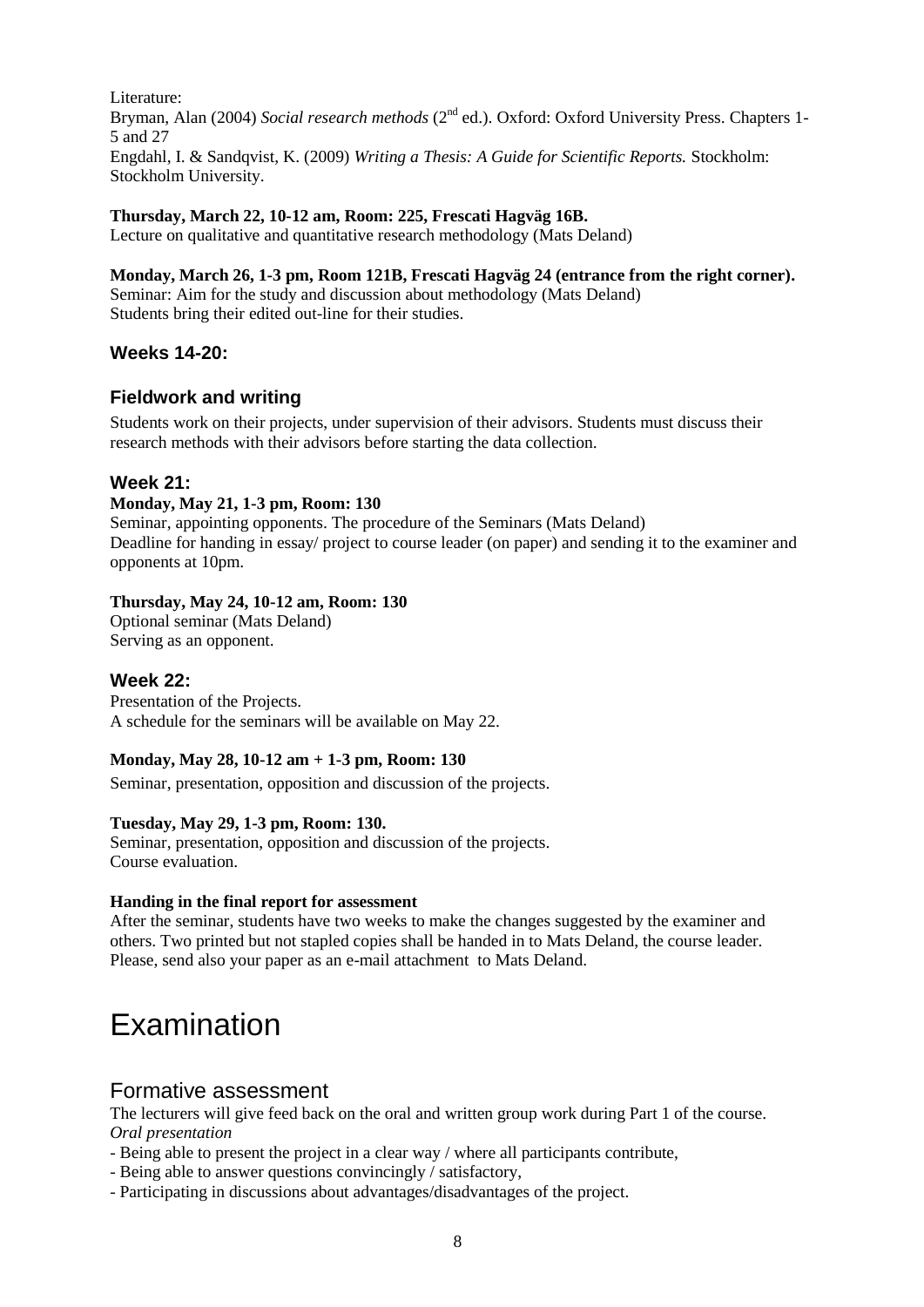Literature:
Bryman, Alan (2004) *Social research methods* (2nd ed.). Oxford: Oxford University Press. Chapters 1-5 and 27
Engdahl, I. & Sandqvist, K. (2009) *Writing a Thesis: A Guide for Scientific Reports.* Stockholm: Stockholm University.

**Thursday, March 22, 10-12 am, Room: 225, Frescati Hagväg 16B.**
Lecture on qualitative and quantitative research methodology (Mats Deland)

**Monday, March 26, 1-3 pm, Room 121B, Frescati Hagväg 24 (entrance from the right corner).**
Seminar: Aim for the study and discussion about methodology (Mats Deland)
Students bring their edited out-line for their studies.

### Weeks 14-20:

### Fieldwork and writing

Students work on their projects, under supervision of their advisors. Students must discuss their research methods with their advisors before starting the data collection.

### Week 21:

**Monday, May 21, 1-3 pm, Room: 130**
Seminar, appointing opponents. The procedure of the Seminars (Mats Deland)
Deadline for handing in essay/ project to course leader (on paper) and sending it to the examiner and opponents at 10pm.

**Thursday, May 24, 10-12 am, Room: 130**
Optional seminar (Mats Deland)
Serving as an opponent.

### Week 22:

Presentation of the Projects.
A schedule for the seminars will be available on May 22.

**Monday, May 28, 10-12 am + 1-3 pm, Room: 130**

Seminar, presentation, opposition and discussion of the projects.

**Tuesday, May 29, 1-3 pm, Room: 130.**
Seminar, presentation, opposition and discussion of the projects.
Course evaluation.

**Handing in the final report for assessment**
After the seminar, students have two weeks to make the changes suggested by the examiner and others. Two printed but not stapled copies shall be handed in to Mats Deland, the course leader. Please, send also your paper as an e-mail attachment to Mats Deland.

# Examination

## Formative assessment

The lecturers will give feed back on the oral and written group work during Part 1 of the course.
*Oral presentation*

- Being able to present the project in a clear way / where all participants contribute,
- Being able to answer questions convincingly / satisfactory,
- Participating in discussions about advantages/disadvantages of the project.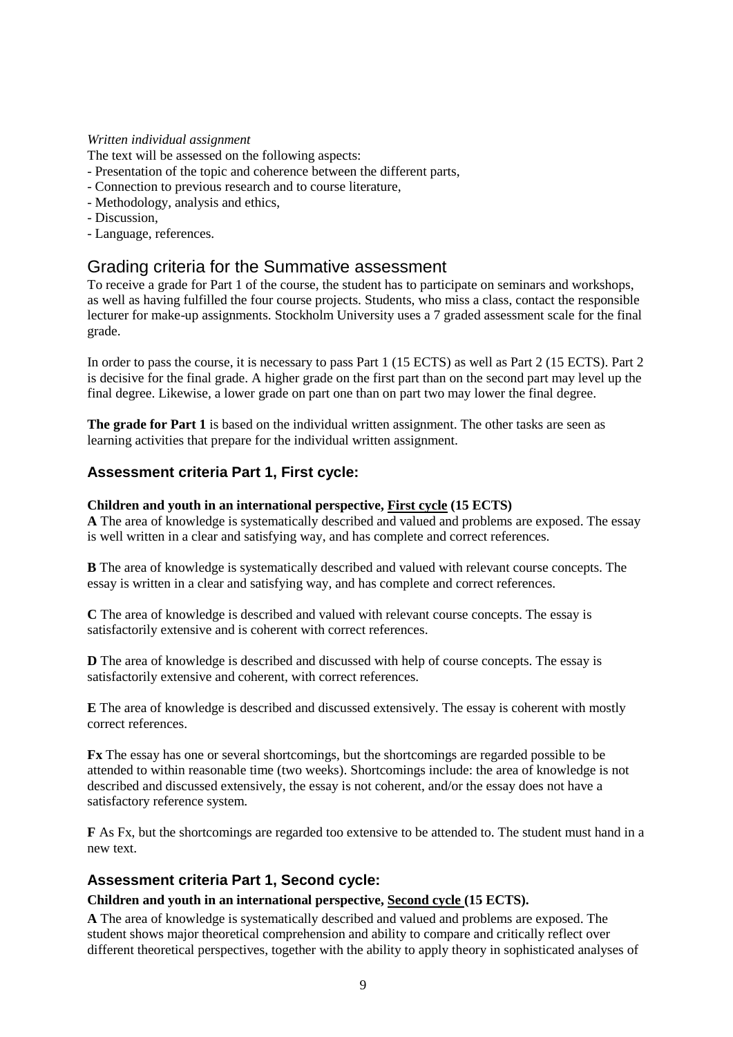*Written individual assignment*

The text will be assessed on the following aspects:
- Presentation of the topic and coherence between the different parts,
- Connection to previous research and to course literature,
- Methodology, analysis and ethics,
- Discussion,
- Language, references.

## Grading criteria for the Summative assessment

To receive a grade for Part 1 of the course, the student has to participate on seminars and workshops, as well as having fulfilled the four course projects. Students, who miss a class, contact the responsible lecturer for make-up assignments. Stockholm University uses a 7 graded assessment scale for the final grade.

In order to pass the course, it is necessary to pass Part 1 (15 ECTS) as well as Part 2 (15 ECTS). Part 2 is decisive for the final grade. A higher grade on the first part than on the second part may level up the final degree. Likewise, a lower grade on part one than on part two may lower the final degree.

**The grade for Part 1** is based on the individual written assignment. The other tasks are seen as learning activities that prepare for the individual written assignment.

### Assessment criteria Part 1, First cycle:

**Children and youth in an international perspective, <u>First cycle</u> (15 ECTS)**

**A** The area of knowledge is systematically described and valued and problems are exposed. The essay is well written in a clear and satisfying way, and has complete and correct references.

**B** The area of knowledge is systematically described and valued with relevant course concepts. The essay is written in a clear and satisfying way, and has complete and correct references.

**C** The area of knowledge is described and valued with relevant course concepts. The essay is satisfactorily extensive and is coherent with correct references.

**D** The area of knowledge is described and discussed with help of course concepts. The essay is satisfactorily extensive and coherent, with correct references.

**E** The area of knowledge is described and discussed extensively. The essay is coherent with mostly correct references.

**Fx** The essay has one or several shortcomings, but the shortcomings are regarded possible to be attended to within reasonable time (two weeks). Shortcomings include: the area of knowledge is not described and discussed extensively, the essay is not coherent, and/or the essay does not have a satisfactory reference system.

**F** As Fx, but the shortcomings are regarded too extensive to be attended to. The student must hand in a new text.

### Assessment criteria Part 1, Second cycle:

**Children and youth in an international perspective, <u>Second cycle</u> (15 ECTS).**

**A** The area of knowledge is systematically described and valued and problems are exposed. The student shows major theoretical comprehension and ability to compare and critically reflect over different theoretical perspectives, together with the ability to apply theory in sophisticated analyses of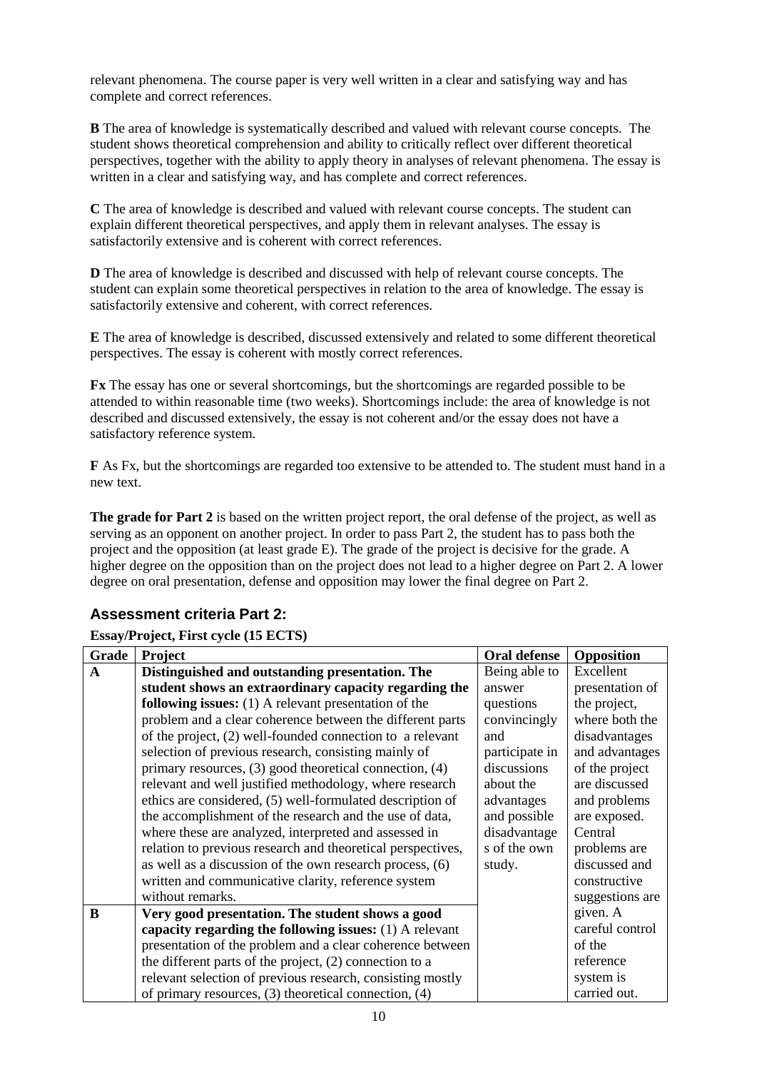relevant phenomena. The course paper is very well written in a clear and satisfying way and has complete and correct references.

**B** The area of knowledge is systematically described and valued with relevant course concepts. The student shows theoretical comprehension and ability to critically reflect over different theoretical perspectives, together with the ability to apply theory in analyses of relevant phenomena. The essay is written in a clear and satisfying way, and has complete and correct references.

**C** The area of knowledge is described and valued with relevant course concepts. The student can explain different theoretical perspectives, and apply them in relevant analyses. The essay is satisfactorily extensive and is coherent with correct references.

**D** The area of knowledge is described and discussed with help of relevant course concepts. The student can explain some theoretical perspectives in relation to the area of knowledge. The essay is satisfactorily extensive and coherent, with correct references.

**E** The area of knowledge is described, discussed extensively and related to some different theoretical perspectives. The essay is coherent with mostly correct references.

**Fx** The essay has one or several shortcomings, but the shortcomings are regarded possible to be attended to within reasonable time (two weeks). Shortcomings include: the area of knowledge is not described and discussed extensively, the essay is not coherent and/or the essay does not have a satisfactory reference system.

**F** As Fx, but the shortcomings are regarded too extensive to be attended to. The student must hand in a new text.

**The grade for Part 2** is based on the written project report, the oral defense of the project, as well as serving as an opponent on another project. In order to pass Part 2, the student has to pass both the project and the opposition (at least grade E). The grade of the project is decisive for the grade. A higher degree on the opposition than on the project does not lead to a higher degree on Part 2. A lower degree on oral presentation, defense and opposition may lower the final degree on Part 2.

## Assessment criteria Part 2:

**Essay/Project, First cycle (15 ECTS)**

| Grade | Project | Oral defense | Opposition |
|---|---|---|---|
| **A** | **Distinguished and outstanding presentation. The student shows an extraordinary capacity regarding the following issues:** (1) A relevant presentation of the problem and a clear coherence between the different parts of the project, (2) well-founded connection to a relevant selection of previous research, consisting mainly of primary resources, (3) good theoretical connection, (4) relevant and well justified methodology, where research ethics are considered, (5) well-formulated description of the accomplishment of the research and the use of data, where these are analyzed, interpreted and assessed in relation to previous research and theoretical perspectives, as well as a discussion of the own research process, (6) written and communicative clarity, reference system without remarks. | Being able to answer questions convincingly and participate in discussions about the advantages and possible disadvantages of the own study. | Excellent presentation of the project, where both the disadvantages and advantages of the project are discussed and problems are exposed. Central problems are discussed and constructive suggestions are given. A careful control of the reference system is carried out. |
| **B** | **Very good presentation. The student shows a good capacity regarding the following issues:** (1) A relevant presentation of the problem and a clear coherence between the different parts of the project, (2) connection to a relevant selection of previous research, consisting mostly of primary resources, (3) theoretical connection, (4) | | |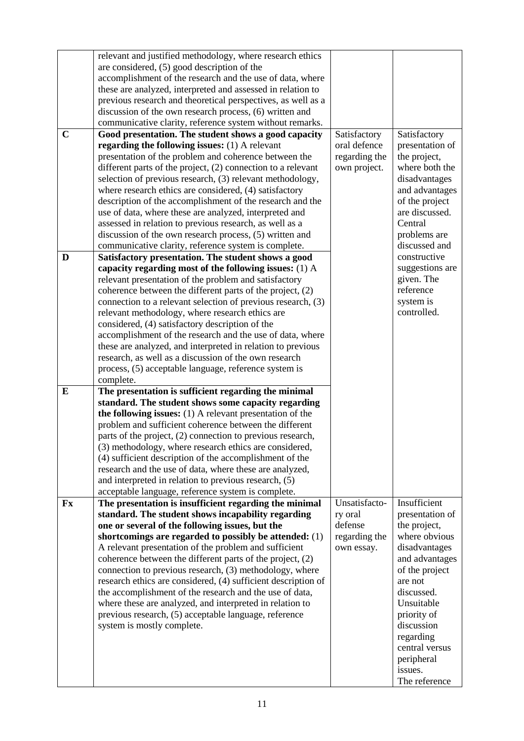| | | | |
|---|---|---|---|
| | relevant and justified methodology, where research ethics are considered, (5) good description of the accomplishment of the research and the use of data, where these are analyzed, interpreted and assessed in relation to previous research and theoretical perspectives, as well as a discussion of the own research process, (6) written and communicative clarity, reference system without remarks. | | |
| **C** | **Good presentation. The student shows a good capacity regarding the following issues:** (1) A relevant presentation of the problem and coherence between the different parts of the project, (2) connection to a relevant selection of previous research, (3) relevant methodology, where research ethics are considered, (4) satisfactory description of the accomplishment of the research and the use of data, where these are analyzed, interpreted and assessed in relation to previous research, as well as a discussion of the own research process, (5) written and communicative clarity, reference system is complete. | Satisfactory oral defence regarding the own project. | Satisfactory presentation of the project, where both the disadvantages and advantages of the project are discussed. Central problems are discussed and constructive suggestions are given. The reference system is controlled. |
| **D** | **Satisfactory presentation. The student shows a good capacity regarding most of the following issues:** (1) A relevant presentation of the problem and satisfactory coherence between the different parts of the project, (2) connection to a relevant selection of previous research, (3) relevant methodology, where research ethics are considered, (4) satisfactory description of the accomplishment of the research and the use of data, where these are analyzed, and interpreted in relation to previous research, as well as a discussion of the own research process, (5) acceptable language, reference system is complete. | | |
| **E** | **The presentation is sufficient regarding the minimal standard. The student shows some capacity regarding the following issues:** (1) A relevant presentation of the problem and sufficient coherence between the different parts of the project, (2) connection to previous research, (3) methodology, where research ethics are considered, (4) sufficient description of the accomplishment of the research and the use of data, where these are analyzed, and interpreted in relation to previous research, (5) acceptable language, reference system is complete. | | |
| **Fx** | **The presentation is insufficient regarding the minimal standard. The student shows incapability regarding one or several of the following issues, but the shortcomings are regarded to possibly be attended:** (1) A relevant presentation of the problem and sufficient coherence between the different parts of the project, (2) connection to previous research, (3) methodology, where research ethics are considered, (4) sufficient description of the accomplishment of the research and the use of data, where these are analyzed, and interpreted in relation to previous research, (5) acceptable language, reference system is mostly complete. | Unsatisfactory oral defense regarding the own essay. | Insufficient presentation of the project, where obvious disadvantages and advantages of the project are not discussed. Unsuitable priority of discussion regarding central versus peripheral issues. The reference |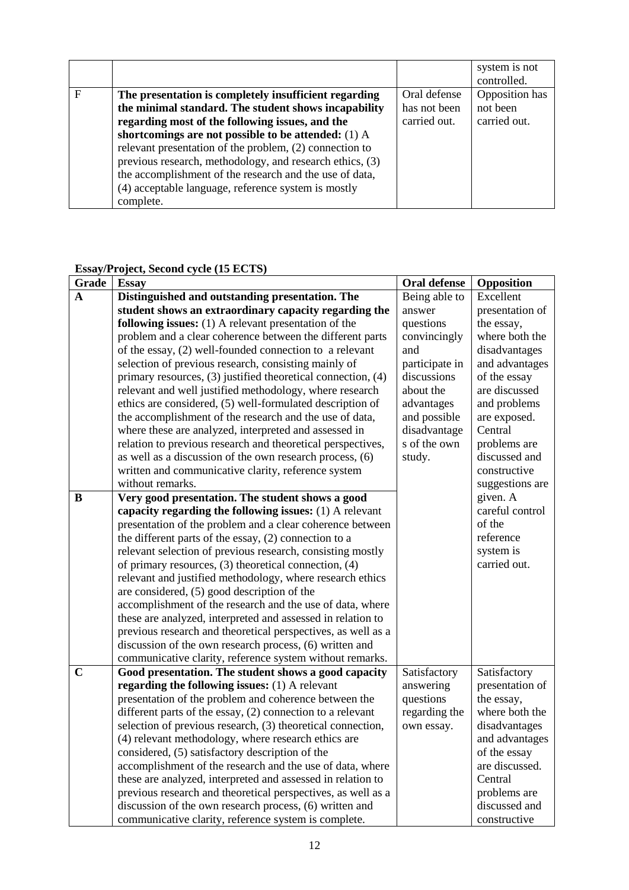| | | | |
|---|---|---|---|
| | | | system is not controlled. |
| F | **The presentation is completely insufficient regarding the minimal standard. The student shows incapability regarding most of the following issues, and the shortcomings are not possible to be attended:** (1) A relevant presentation of the problem, (2) connection to previous research, methodology, and research ethics, (3) the accomplishment of the research and the use of data, (4) acceptable language, reference system is mostly complete. | Oral defense has not been carried out. | Opposition has not been carried out. |

**Essay/Project, Second cycle (15 ECTS)**

| Grade | Essay | Oral defense | Opposition |
|---|---|---|---|
| **A** | **Distinguished and outstanding presentation. The student shows an extraordinary capacity regarding the following issues:** (1) A relevant presentation of the problem and a clear coherence between the different parts of the essay, (2) well-founded connection to a relevant selection of previous research, consisting mainly of primary resources, (3) justified theoretical connection, (4) relevant and well justified methodology, where research ethics are considered, (5) well-formulated description of the accomplishment of the research and the use of data, where these are analyzed, interpreted and assessed in relation to previous research and theoretical perspectives, as well as a discussion of the own research process, (6) written and communicative clarity, reference system without remarks. | Being able to answer questions convincingly and participate in discussions about the advantages and possible disadvantages of the own study. | Excellent presentation of the essay, where both the disadvantages and advantages of the essay are discussed and problems are exposed. Central problems are discussed and constructive suggestions are given. A careful control of the reference system is carried out. |
| **B** | **Very good presentation. The student shows a good capacity regarding the following issues:** (1) A relevant presentation of the problem and a clear coherence between the different parts of the essay, (2) connection to a relevant selection of previous research, consisting mostly of primary resources, (3) theoretical connection, (4) relevant and justified methodology, where research ethics are considered, (5) good description of the accomplishment of the research and the use of data, where these are analyzed, interpreted and assessed in relation to previous research and theoretical perspectives, as well as a discussion of the own research process, (6) written and communicative clarity, reference system without remarks. | | |
| **C** | **Good presentation. The student shows a good capacity regarding the following issues:** (1) A relevant presentation of the problem and coherence between the different parts of the essay, (2) connection to a relevant selection of previous research, (3) theoretical connection, (4) relevant methodology, where research ethics are considered, (5) satisfactory description of the accomplishment of the research and the use of data, where these are analyzed, interpreted and assessed in relation to previous research and theoretical perspectives, as well as a discussion of the own research process, (6) written and communicative clarity, reference system is complete. | Satisfactory answering questions regarding the own essay. | Satisfactory presentation of the essay, where both the disadvantages and advantages of the essay are discussed. Central problems are discussed and constructive |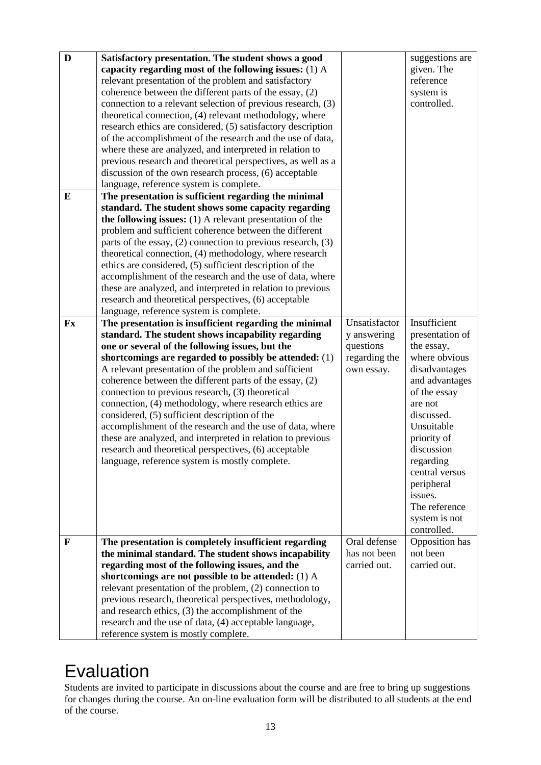| D | **Satisfactory presentation. The student shows a good capacity regarding most of the following issues:** (1) A relevant presentation of the problem and satisfactory coherence between the different parts of the essay, (2) connection to a relevant selection of previous research, (3) theoretical connection, (4) relevant methodology, where research ethics are considered, (5) satisfactory description of the accomplishment of the research and the use of data, where these are analyzed, and interpreted in relation to previous research and theoretical perspectives, as well as a discussion of the own research process, (6) acceptable language, reference system is complete. | | suggestions are given. The reference system is controlled. |
|---|---|---|---|
| E | **The presentation is sufficient regarding the minimal standard. The student shows some capacity regarding the following issues:** (1) A relevant presentation of the problem and sufficient coherence between the different parts of the essay, (2) connection to previous research, (3) theoretical connection, (4) methodology, where research ethics are considered, (5) sufficient description of the accomplishment of the research and the use of data, where these are analyzed, and interpreted in relation to previous research and theoretical perspectives, (6) acceptable language, reference system is complete. | | |
| Fx | **The presentation is insufficient regarding the minimal standard. The student shows incapability regarding one or several of the following issues, but the shortcomings are regarded to possibly be attended:** (1) A relevant presentation of the problem and sufficient coherence between the different parts of the essay, (2) connection to previous research, (3) theoretical connection, (4) methodology, where research ethics are considered, (5) sufficient description of the accomplishment of the research and the use of data, where these are analyzed, and interpreted in relation to previous research and theoretical perspectives, (6) acceptable language, reference system is mostly complete. | Unsatisfactory answering questions regarding the own essay. | Insufficient presentation of the essay, where obvious disadvantages and advantages of the essay are not discussed. Unsuitable priority of discussion regarding central versus peripheral issues. The reference system is not controlled. |
| F | **The presentation is completely insufficient regarding the minimal standard. The student shows incapability regarding most of the following issues, and the shortcomings are not possible to be attended:** (1) A relevant presentation of the problem, (2) connection to previous research, theoretical perspectives, methodology, and research ethics, (3) the accomplishment of the research and the use of data, (4) acceptable language, reference system is mostly complete. | Oral defense has not been carried out. | Opposition has not been carried out. |

# Evaluation

Students are invited to participate in discussions about the course and are free to bring up suggestions for changes during the course. An on-line evaluation form will be distributed to all students at the end of the course.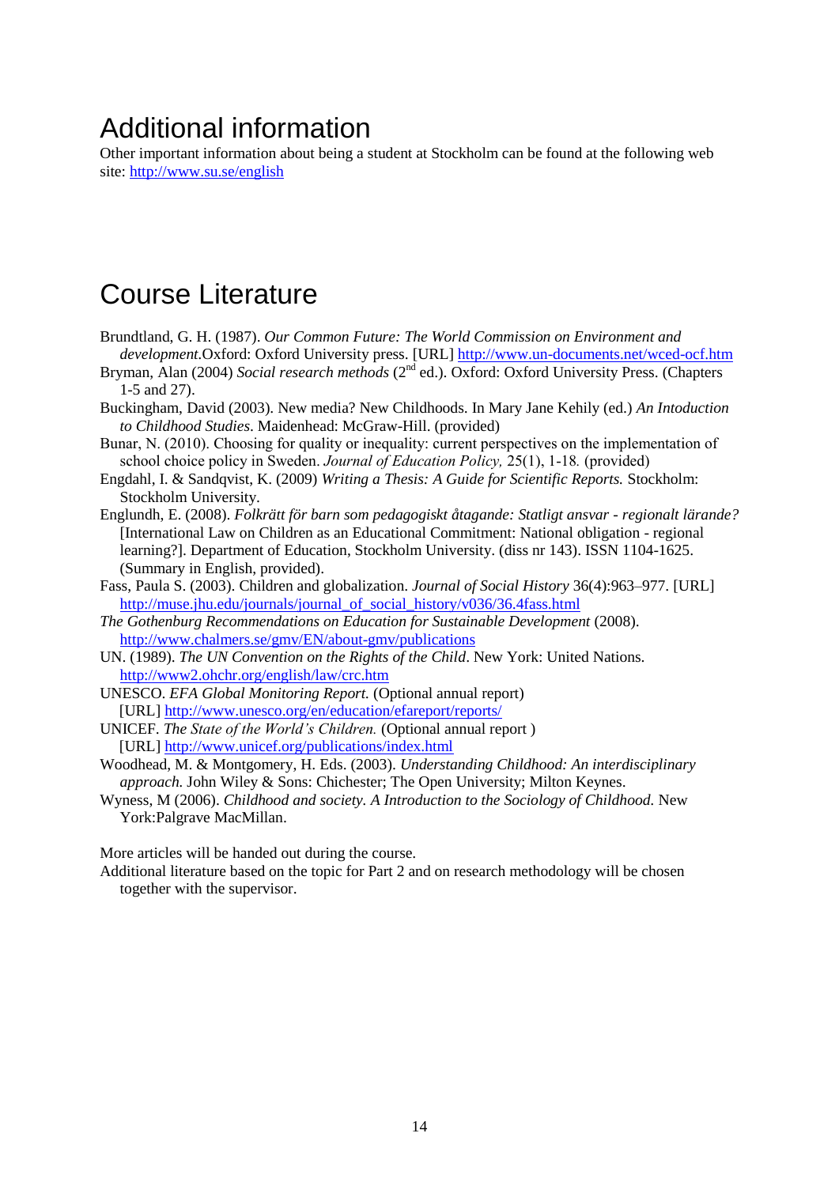# Additional information

Other important information about being a student at Stockholm can be found at the following web site: http://www.su.se/english

# Course Literature

Brundtland, G. H. (1987). *Our Common Future: The World Commission on Environment and development*.Oxford: Oxford University press. [URL] http://www.un-documents.net/wced-ocf.htm

Bryman, Alan (2004) *Social research methods* (2nd ed.). Oxford: Oxford University Press. (Chapters 1-5 and 27).

Buckingham, David (2003). New media? New Childhoods. In Mary Jane Kehily (ed.) *An Intoduction to Childhood Studies*. Maidenhead: McGraw-Hill. (provided)

Bunar, N. (2010). Choosing for quality or inequality: current perspectives on the implementation of school choice policy in Sweden. *Journal of Education Policy,* 25(1), 1-18. (provided)

Engdahl, I. & Sandqvist, K. (2009) *Writing a Thesis: A Guide for Scientific Reports.* Stockholm: Stockholm University.

Englundh, E. (2008). *Folkrätt för barn som pedagogiskt åtagande: Statligt ansvar - regionalt lärande?* [International Law on Children as an Educational Commitment: National obligation - regional learning?]. Department of Education, Stockholm University. (diss nr 143). ISSN 1104-1625. (Summary in English, provided).

Fass, Paula S. (2003). Children and globalization. *Journal of Social History* 36(4):963–977. [URL] http://muse.jhu.edu/journals/journal_of_social_history/v036/36.4fass.html

*The Gothenburg Recommendations on Education for Sustainable Development* (2008). http://www.chalmers.se/gmv/EN/about-gmv/publications

UN. (1989). *The UN Convention on the Rights of the Child*. New York: United Nations. http://www2.ohchr.org/english/law/crc.htm

UNESCO. *EFA Global Monitoring Report.* (Optional annual report) [URL] http://www.unesco.org/en/education/efareport/reports/

UNICEF. *The State of the World's Children.* (Optional annual report ) [URL] http://www.unicef.org/publications/index.html

Woodhead, M. & Montgomery, H. Eds. (2003). *Understanding Childhood: An interdisciplinary approach.* John Wiley & Sons: Chichester; The Open University; Milton Keynes.

Wyness, M (2006). *Childhood and society. A Introduction to the Sociology of Childhood.* New York:Palgrave MacMillan.

More articles will be handed out during the course.

Additional literature based on the topic for Part 2 and on research methodology will be chosen together with the supervisor.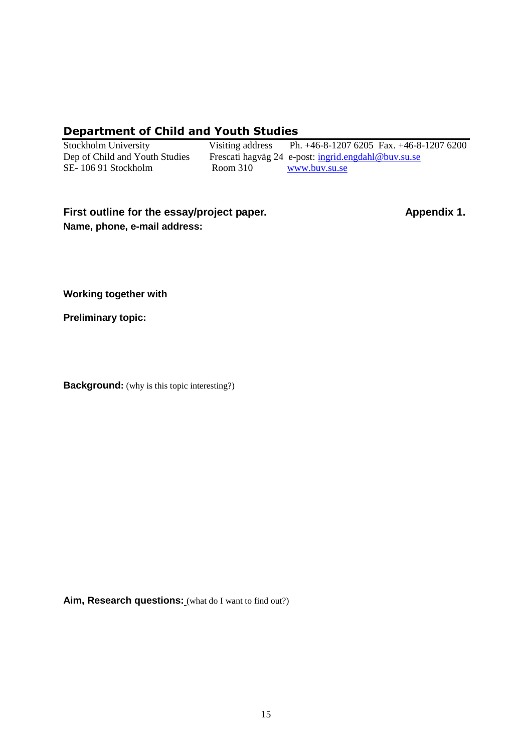## Department of Child and Youth Studies

Stockholm University
Dep of Child and Youth Studies
SE- 106 91 Stockholm

Visiting address
Frescati hagväg 24
Room 310

Ph. +46-8-1207 6205 Fax. +46-8-1207 6200
e-post: ingrid.engdahl@buv.su.se
www.buv.su.se

**First outline for the essay/project paper.** **Appendix 1.**

**Name, phone, e-mail address:**

**Working together with**

**Preliminary topic:**

**Background:** (why is this topic interesting?)

**Aim, Research questions:** (what do I want to find out?)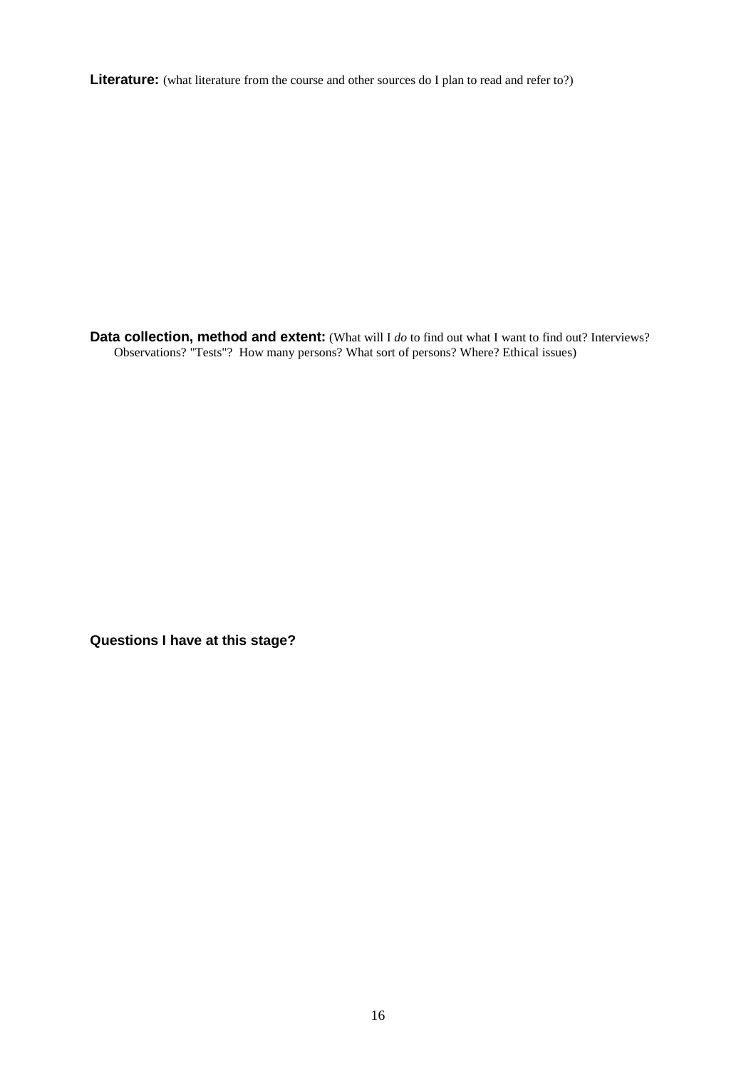**Literature:** (what literature from the course and other sources do I plan to read and refer to?)

**Data collection, method and extent:** (What will I *do* to find out what I want to find out? Interviews? Observations? "Tests"? How many persons? What sort of persons? Where? Ethical issues)

**Questions I have at this stage?**